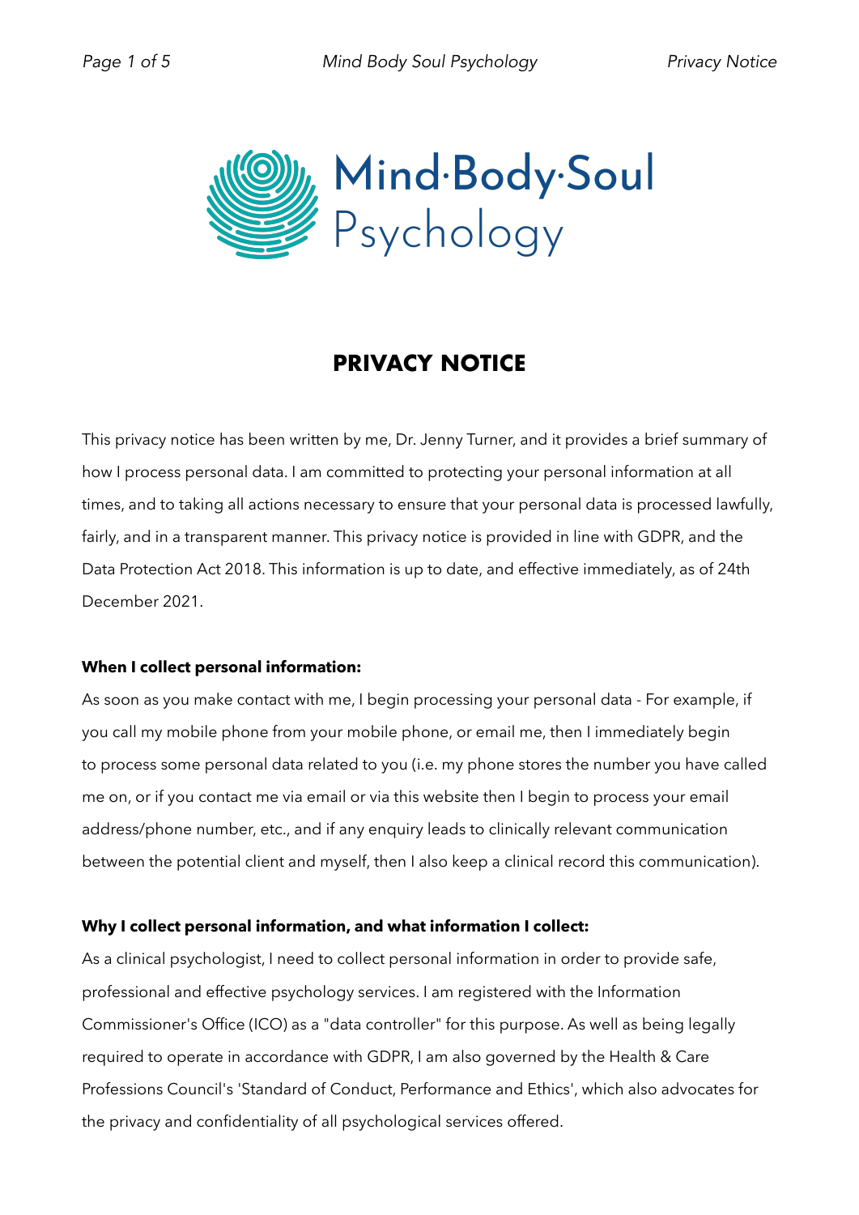Mind·Body·Soul
Psychology

# PRIVACY NOTICE

This privacy notice has been written by me, Dr. Jenny Turner, and it provides a brief summary of how I process personal data. I am committed to protecting your personal information at all times, and to taking all actions necessary to ensure that your personal data is processed lawfully, fairly, and in a transparent manner. This privacy notice is provided in line with GDPR, and the Data Protection Act 2018. This information is up to date, and effective immediately, as of 24th December 2021.

**When I collect personal information:**

As soon as you make contact with me, I begin processing your personal data - For example, if you call my mobile phone from your mobile phone, or email me, then I immediately begin to process some personal data related to you (i.e. my phone stores the number you have called me on, or if you contact me via email or via this website then I begin to process your email address/phone number, etc., and if any enquiry leads to clinically relevant communication between the potential client and myself, then I also keep a clinical record this communication).

**Why I collect personal information, and what information I collect:**

As a clinical psychologist, I need to collect personal information in order to provide safe, professional and effective psychology services. I am registered with the Information Commissioner's Office (ICO) as a "data controller" for this purpose. As well as being legally required to operate in accordance with GDPR, I am also governed by the Health & Care Professions Council's 'Standard of Conduct, Performance and Ethics', which also advocates for the privacy and confidentiality of all psychological services offered.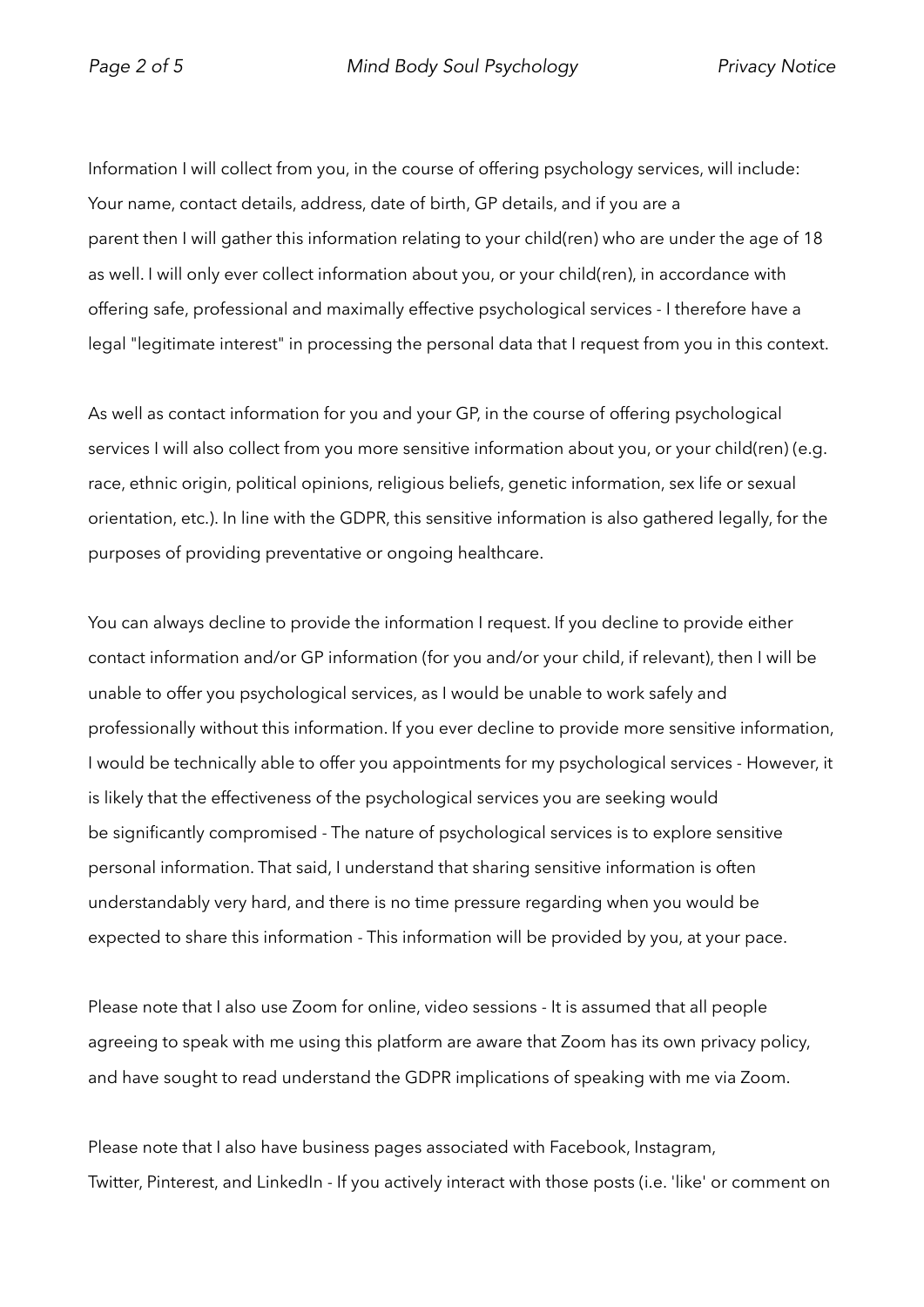Information I will collect from you, in the course of offering psychology services, will include: Your name, contact details, address, date of birth, GP details, and if you are a parent then I will gather this information relating to your child(ren) who are under the age of 18 as well. I will only ever collect information about you, or your child(ren), in accordance with offering safe, professional and maximally effective psychological services - I therefore have a legal "legitimate interest" in processing the personal data that I request from you in this context.

As well as contact information for you and your GP, in the course of offering psychological services I will also collect from you more sensitive information about you, or your child(ren) (e.g. race, ethnic origin, political opinions, religious beliefs, genetic information, sex life or sexual orientation, etc.). In line with the GDPR, this sensitive information is also gathered legally, for the purposes of providing preventative or ongoing healthcare.

You can always decline to provide the information I request. If you decline to provide either contact information and/or GP information (for you and/or your child, if relevant), then I will be unable to offer you psychological services, as I would be unable to work safely and professionally without this information. If you ever decline to provide more sensitive information, I would be technically able to offer you appointments for my psychological services - However, it is likely that the effectiveness of the psychological services you are seeking would be significantly compromised - The nature of psychological services is to explore sensitive personal information. That said, I understand that sharing sensitive information is often understandably very hard, and there is no time pressure regarding when you would be expected to share this information - This information will be provided by you, at your pace.

Please note that I also use Zoom for online, video sessions - It is assumed that all people agreeing to speak with me using this platform are aware that Zoom has its own privacy policy, and have sought to read understand the GDPR implications of speaking with me via Zoom.

Please note that I also have business pages associated with Facebook, Instagram, Twitter, Pinterest, and LinkedIn - If you actively interact with those posts (i.e. 'like' or comment on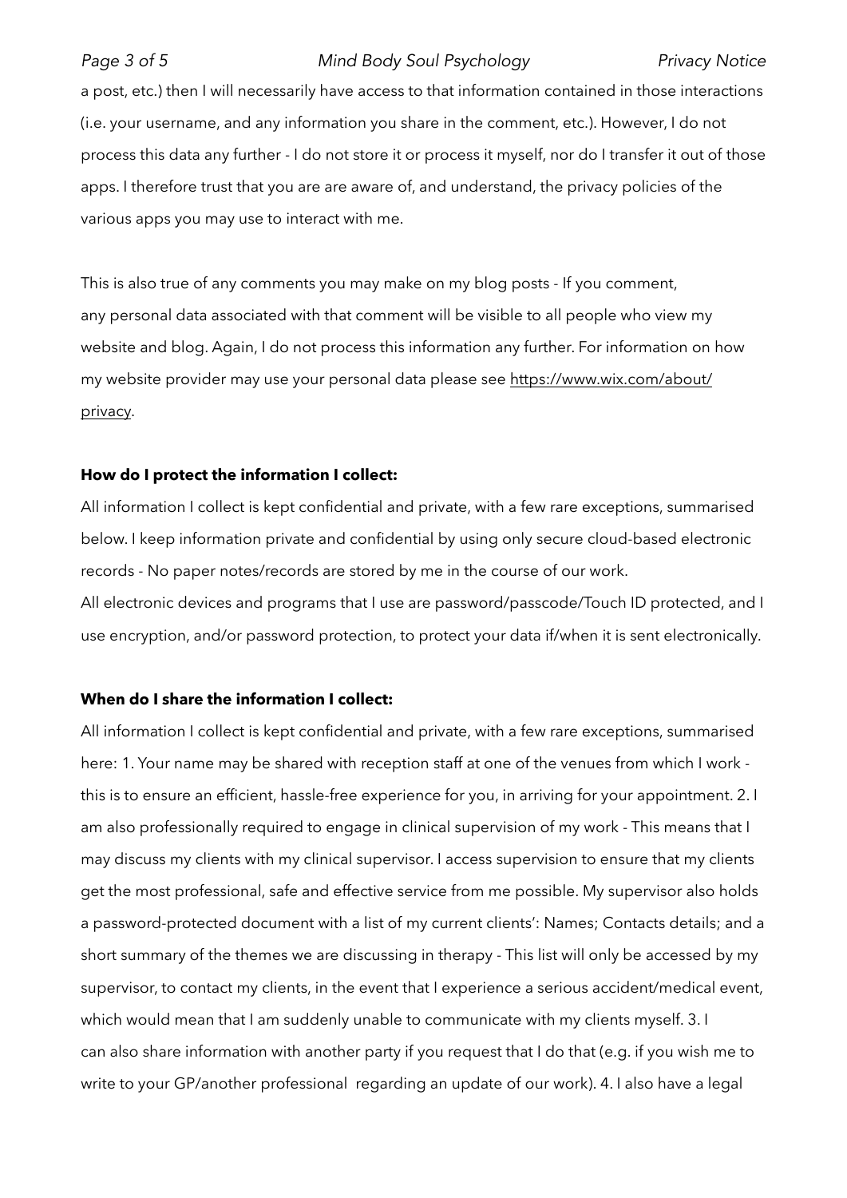a post, etc.) then I will necessarily have access to that information contained in those interactions (i.e. your username, and any information you share in the comment, etc.). However, I do not process this data any further - I do not store it or process it myself, nor do I transfer it out of those apps. I therefore trust that you are are aware of, and understand, the privacy policies of the various apps you may use to interact with me.

This is also true of any comments you may make on my blog posts - If you comment, any personal data associated with that comment will be visible to all people who view my website and blog. Again, I do not process this information any further. For information on how my website provider may use your personal data please see [https://www.wix.com/about/privacy](https://www.wix.com/about/privacy).

**How do I protect the information I collect:**

All information I collect is kept confidential and private, with a few rare exceptions, summarised below. I keep information private and confidential by using only secure cloud-based electronic records - No paper notes/records are stored by me in the course of our work.
All electronic devices and programs that I use are password/passcode/Touch ID protected, and I use encryption, and/or password protection, to protect your data if/when it is sent electronically.

**When do I share the information I collect:**

All information I collect is kept confidential and private, with a few rare exceptions, summarised here: 1. Your name may be shared with reception staff at one of the venues from which I work - this is to ensure an efficient, hassle-free experience for you, in arriving for your appointment. 2. I am also professionally required to engage in clinical supervision of my work - This means that I may discuss my clients with my clinical supervisor. I access supervision to ensure that my clients get the most professional, safe and effective service from me possible. My supervisor also holds a password-protected document with a list of my current clients': Names; Contacts details; and a short summary of the themes we are discussing in therapy - This list will only be accessed by my supervisor, to contact my clients, in the event that I experience a serious accident/medical event, which would mean that I am suddenly unable to communicate with my clients myself. 3. I can also share information with another party if you request that I do that (e.g. if you wish me to write to your GP/another professional regarding an update of our work). 4. I also have a legal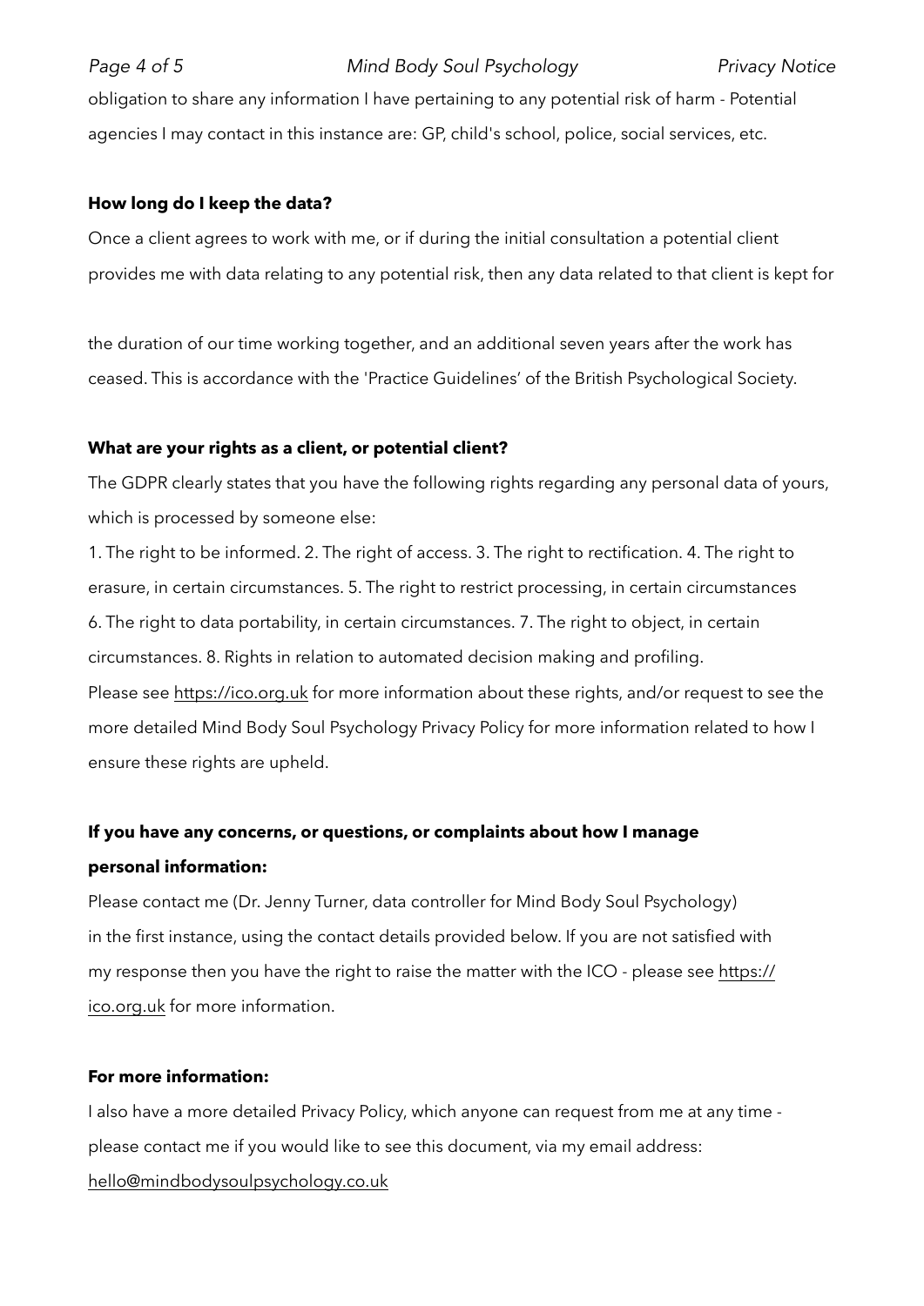obligation to share any information I have pertaining to any potential risk of harm - Potential agencies I may contact in this instance are: GP, child's school, police, social services, etc.

**How long do I keep the data?**

Once a client agrees to work with me, or if during the initial consultation a potential client provides me with data relating to any potential risk, then any data related to that client is kept for

the duration of our time working together, and an additional seven years after the work has ceased. This is accordance with the 'Practice Guidelines' of the British Psychological Society.

**What are your rights as a client, or potential client?**

The GDPR clearly states that you have the following rights regarding any personal data of yours, which is processed by someone else:

1. The right to be informed. 2. The right of access. 3. The right to rectification. 4. The right to erasure, in certain circumstances. 5. The right to restrict processing, in certain circumstances 6. The right to data portability, in certain circumstances. 7. The right to object, in certain circumstances. 8. Rights in relation to automated decision making and profiling.

Please see https://ico.org.uk for more information about these rights, and/or request to see the more detailed Mind Body Soul Psychology Privacy Policy for more information related to how I ensure these rights are upheld.

**If you have any concerns, or questions, or complaints about how I manage personal information:**

Please contact me (Dr. Jenny Turner, data controller for Mind Body Soul Psychology) in the first instance, using the contact details provided below. If you are not satisfied with my response then you have the right to raise the matter with the ICO - please see https://ico.org.uk for more information.

**For more information:**

I also have a more detailed Privacy Policy, which anyone can request from me at any time - please contact me if you would like to see this document, via my email address: hello@mindbodysoulpsychology.co.uk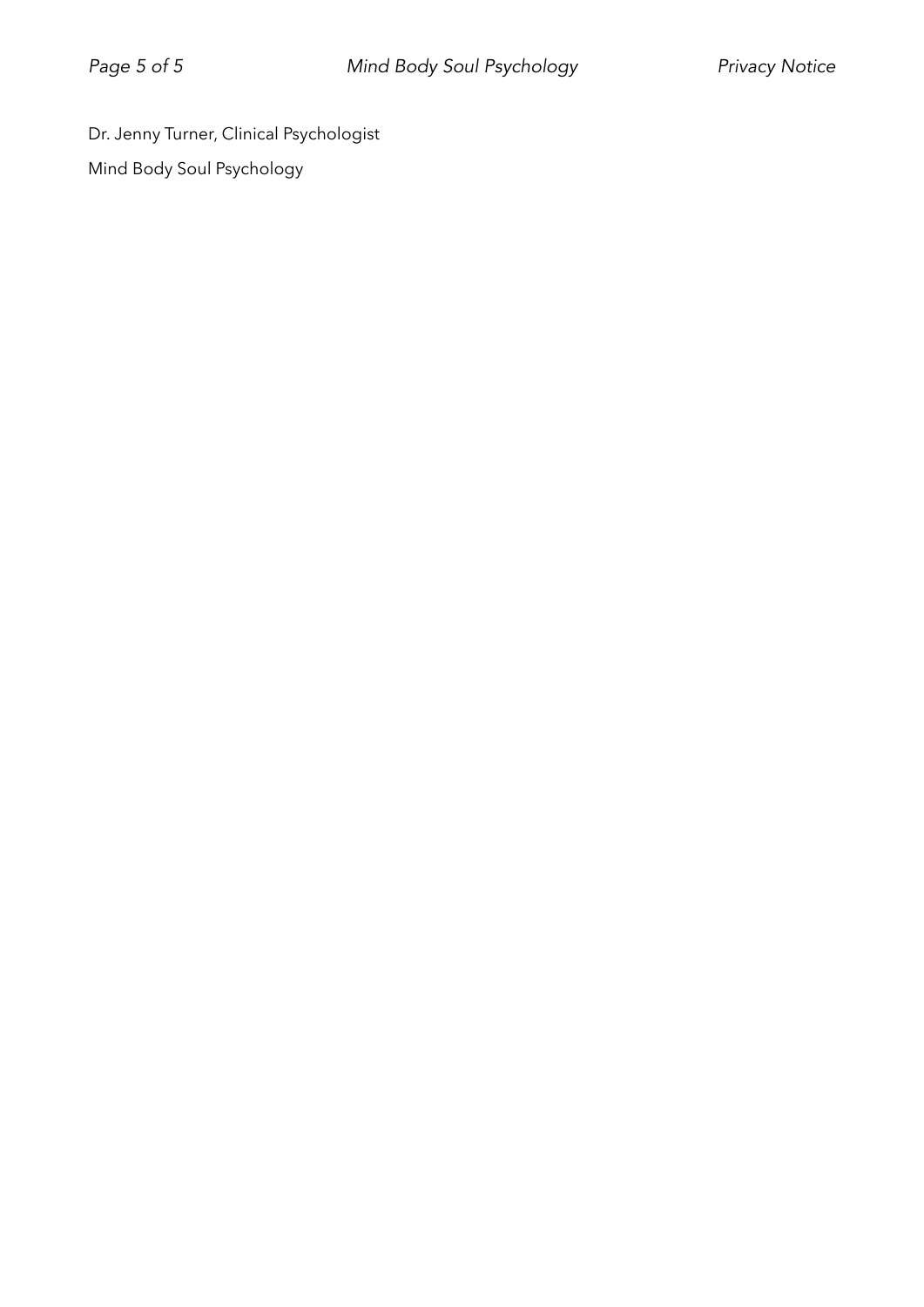Dr. Jenny Turner, Clinical Psychologist

Mind Body Soul Psychology